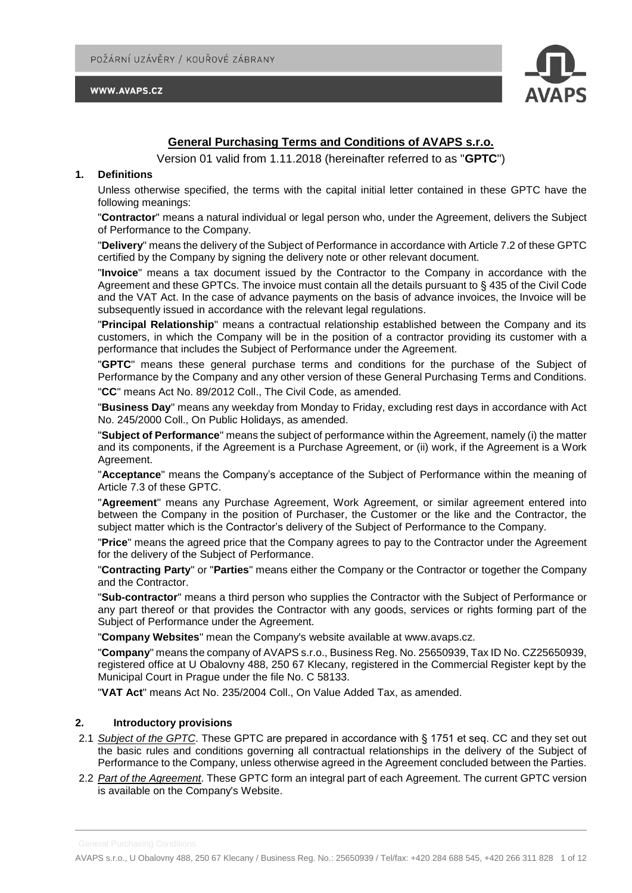# General Purchasing Terms and Conditions of AVAPS s.r.o.

Version 01 valid from 1.11.2018 (hereinafter referred to as "**GPTC**")

## 1. Definitions

Unless otherwise specified, the terms with the capital initial letter contained in these GPTC have the following meanings:

"**Contractor**" means a natural individual or legal person who, under the Agreement, delivers the Subject of Performance to the Company.

"**Delivery**" means the delivery of the Subject of Performance in accordance with Article 7.2 of these GPTC certified by the Company by signing the delivery note or other relevant document.

"**Invoice**" means a tax document issued by the Contractor to the Company in accordance with the Agreement and these GPTCs. The invoice must contain all the details pursuant to § 435 of the Civil Code and the VAT Act. In the case of advance payments on the basis of advance invoices, the Invoice will be subsequently issued in accordance with the relevant legal regulations.

"**Principal Relationship**" means a contractual relationship established between the Company and its customers, in which the Company will be in the position of a contractor providing its customer with a performance that includes the Subject of Performance under the Agreement.

"**GPTC**" means these general purchase terms and conditions for the purchase of the Subject of Performance by the Company and any other version of these General Purchasing Terms and Conditions.

"**CC**" means Act No. 89/2012 Coll., The Civil Code, as amended.

"**Business Day**" means any weekday from Monday to Friday, excluding rest days in accordance with Act No. 245/2000 Coll., On Public Holidays, as amended.

"**Subject of Performance**" means the subject of performance within the Agreement, namely (i) the matter and its components, if the Agreement is a Purchase Agreement, or (ii) work, if the Agreement is a Work Agreement.

"**Acceptance**" means the Company's acceptance of the Subject of Performance within the meaning of Article 7.3 of these GPTC.

"**Agreement**" means any Purchase Agreement, Work Agreement, or similar agreement entered into between the Company in the position of Purchaser, the Customer or the like and the Contractor, the subject matter which is the Contractor's delivery of the Subject of Performance to the Company.

"**Price**" means the agreed price that the Company agrees to pay to the Contractor under the Agreement for the delivery of the Subject of Performance.

"**Contracting Party**" or "**Parties**" means either the Company or the Contractor or together the Company and the Contractor.

"**Sub-contractor**" means a third person who supplies the Contractor with the Subject of Performance or any part thereof or that provides the Contractor with any goods, services or rights forming part of the Subject of Performance under the Agreement.

"**Company Websites**" mean the Company's website available at www.avaps.cz.

"**Company**" means the company of AVAPS s.r.o., Business Reg. No. 25650939, Tax ID No. CZ25650939, registered office at U Obalovny 488, 250 67 Klecany, registered in the Commercial Register kept by the Municipal Court in Prague under the file No. C 58133.

"**VAT Act**" means Act No. 235/2004 Coll., On Value Added Tax, as amended.

## 2. Introductory provisions

2.1 *Subject of the GPTC*. These GPTC are prepared in accordance with § 1751 et seq. CC and they set out the basic rules and conditions governing all contractual relationships in the delivery of the Subject of Performance to the Company, unless otherwise agreed in the Agreement concluded between the Parties.

2.2 *Part of the Agreement*. These GPTC form an integral part of each Agreement. The current GPTC version is available on the Company's Website.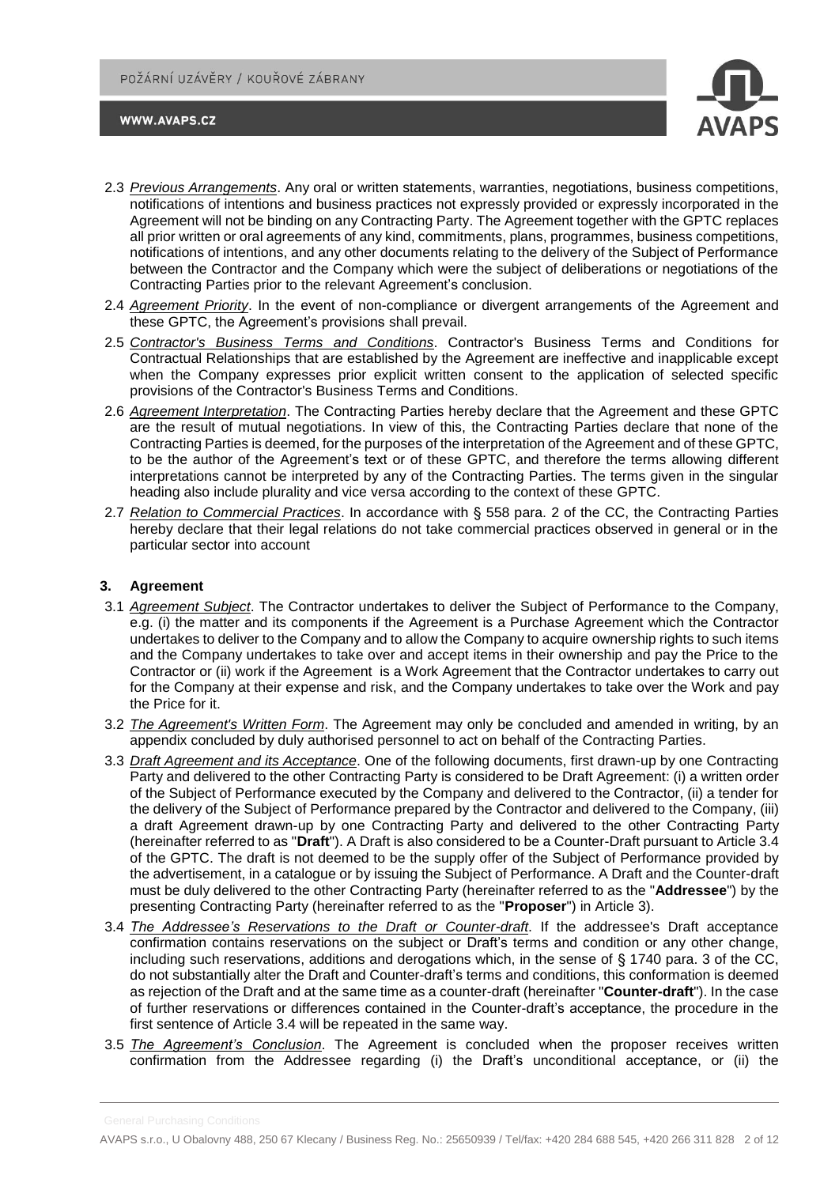2.3 *Previous Arrangements*. Any oral or written statements, warranties, negotiations, business competitions, notifications of intentions and business practices not expressly provided or expressly incorporated in the Agreement will not be binding on any Contracting Party. The Agreement together with the GPTC replaces all prior written or oral agreements of any kind, commitments, plans, programmes, business competitions, notifications of intentions, and any other documents relating to the delivery of the Subject of Performance between the Contractor and the Company which were the subject of deliberations or negotiations of the Contracting Parties prior to the relevant Agreement's conclusion.

2.4 *Agreement Priority*. In the event of non-compliance or divergent arrangements of the Agreement and these GPTC, the Agreement's provisions shall prevail.

2.5 *Contractor's Business Terms and Conditions*. Contractor's Business Terms and Conditions for Contractual Relationships that are established by the Agreement are ineffective and inapplicable except when the Company expresses prior explicit written consent to the application of selected specific provisions of the Contractor's Business Terms and Conditions.

2.6 *Agreement Interpretation*. The Contracting Parties hereby declare that the Agreement and these GPTC are the result of mutual negotiations. In view of this, the Contracting Parties declare that none of the Contracting Parties is deemed, for the purposes of the interpretation of the Agreement and of these GPTC, to be the author of the Agreement's text or of these GPTC, and therefore the terms allowing different interpretations cannot be interpreted by any of the Contracting Parties. The terms given in the singular heading also include plurality and vice versa according to the context of these GPTC.

2.7 *Relation to Commercial Practices*. In accordance with § 558 para. 2 of the CC, the Contracting Parties hereby declare that their legal relations do not take commercial practices observed in general or in the particular sector into account

## 3. Agreement

3.1 *Agreement Subject*. The Contractor undertakes to deliver the Subject of Performance to the Company, e.g. (i) the matter and its components if the Agreement is a Purchase Agreement which the Contractor undertakes to deliver to the Company and to allow the Company to acquire ownership rights to such items and the Company undertakes to take over and accept items in their ownership and pay the Price to the Contractor or (ii) work if the Agreement is a Work Agreement that the Contractor undertakes to carry out for the Company at their expense and risk, and the Company undertakes to take over the Work and pay the Price for it.

3.2 *The Agreement's Written Form*. The Agreement may only be concluded and amended in writing, by an appendix concluded by duly authorised personnel to act on behalf of the Contracting Parties.

3.3 *Draft Agreement and its Acceptance*. One of the following documents, first drawn-up by one Contracting Party and delivered to the other Contracting Party is considered to be Draft Agreement: (i) a written order of the Subject of Performance executed by the Company and delivered to the Contractor, (ii) a tender for the delivery of the Subject of Performance prepared by the Contractor and delivered to the Company, (iii) a draft Agreement drawn-up by one Contracting Party and delivered to the other Contracting Party (hereinafter referred to as "**Draft**"). A Draft is also considered to be a Counter-Draft pursuant to Article 3.4 of the GPTC. The draft is not deemed to be the supply offer of the Subject of Performance provided by the advertisement, in a catalogue or by issuing the Subject of Performance. A Draft and the Counter-draft must be duly delivered to the other Contracting Party (hereinafter referred to as the "**Addressee**") by the presenting Contracting Party (hereinafter referred to as the "**Proposer**") in Article 3).

3.4 *The Addressee's Reservations to the Draft or Counter-draft*. If the addressee's Draft acceptance confirmation contains reservations on the subject or Draft's terms and condition or any other change, including such reservations, additions and derogations which, in the sense of § 1740 para. 3 of the CC, do not substantially alter the Draft and Counter-draft's terms and conditions, this conformation is deemed as rejection of the Draft and at the same time as a counter-draft (hereinafter "**Counter-draft**"). In the case of further reservations or differences contained in the Counter-draft's acceptance, the procedure in the first sentence of Article 3.4 will be repeated in the same way.

3.5 *The Agreement's Conclusion*. The Agreement is concluded when the proposer receives written confirmation from the Addressee regarding (i) the Draft's unconditional acceptance, or (ii) the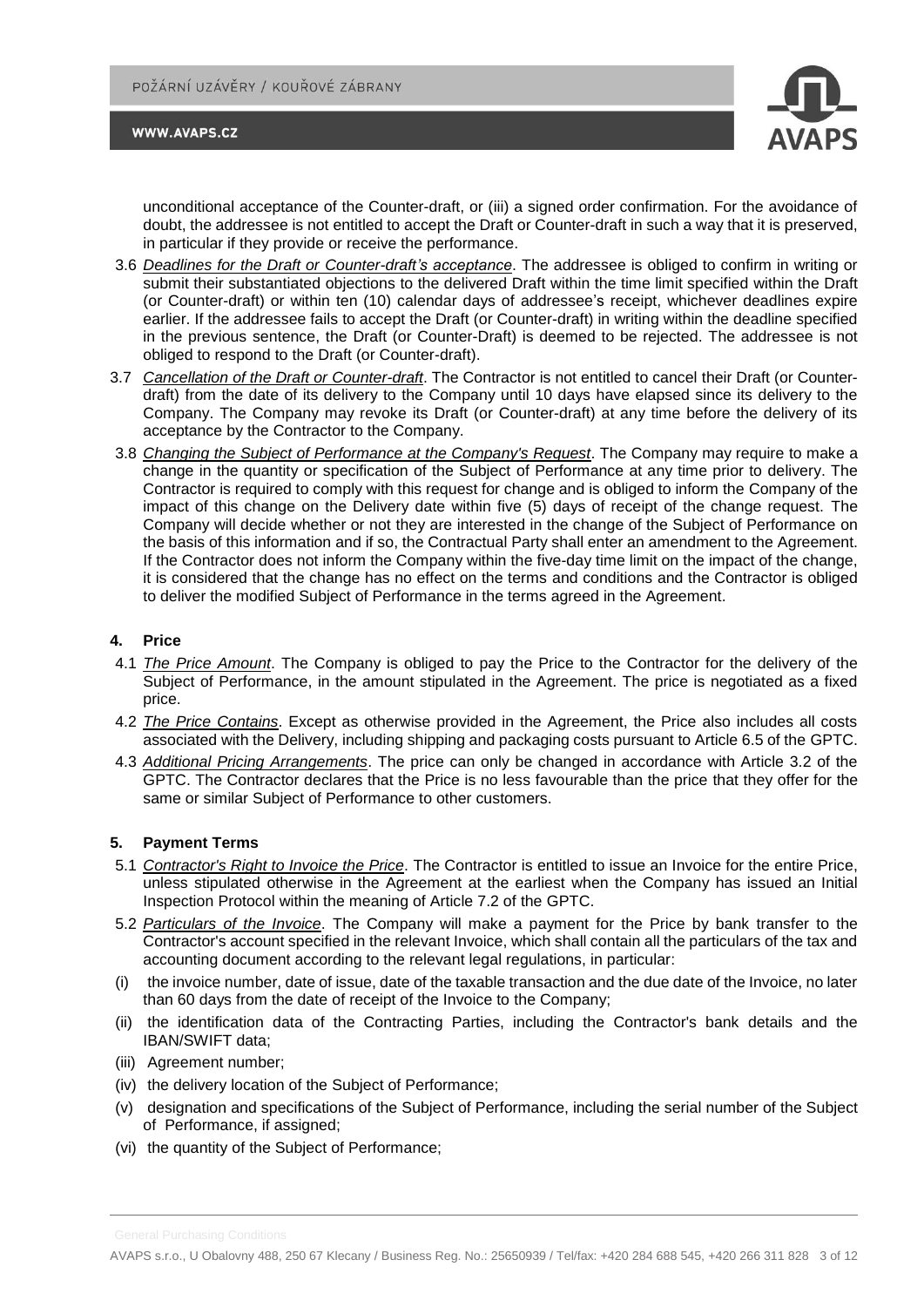unconditional acceptance of the Counter-draft, or (iii) a signed order confirmation. For the avoidance of doubt, the addressee is not entitled to accept the Draft or Counter-draft in such a way that it is preserved, in particular if they provide or receive the performance.

3.6 *Deadlines for the Draft or Counter-draft's acceptance*. The addressee is obliged to confirm in writing or submit their substantiated objections to the delivered Draft within the time limit specified within the Draft (or Counter-draft) or within ten (10) calendar days of addressee's receipt, whichever deadlines expire earlier. If the addressee fails to accept the Draft (or Counter-draft) in writing within the deadline specified in the previous sentence, the Draft (or Counter-Draft) is deemed to be rejected. The addressee is not obliged to respond to the Draft (or Counter-draft).

3.7 *Cancellation of the Draft or Counter-draft*. The Contractor is not entitled to cancel their Draft (or Counter-draft) from the date of its delivery to the Company until 10 days have elapsed since its delivery to the Company. The Company may revoke its Draft (or Counter-draft) at any time before the delivery of its acceptance by the Contractor to the Company.

3.8 *Changing the Subject of Performance at the Company's Request*. The Company may require to make a change in the quantity or specification of the Subject of Performance at any time prior to delivery. The Contractor is required to comply with this request for change and is obliged to inform the Company of the impact of this change on the Delivery date within five (5) days of receipt of the change request. The Company will decide whether or not they are interested in the change of the Subject of Performance on the basis of this information and if so, the Contractual Party shall enter an amendment to the Agreement. If the Contractor does not inform the Company within the five-day time limit on the impact of the change, it is considered that the change has no effect on the terms and conditions and the Contractor is obliged to deliver the modified Subject of Performance in the terms agreed in the Agreement.

## 4. Price

4.1 *The Price Amount*. The Company is obliged to pay the Price to the Contractor for the delivery of the Subject of Performance, in the amount stipulated in the Agreement. The price is negotiated as a fixed price.

4.2 *The Price Contains*. Except as otherwise provided in the Agreement, the Price also includes all costs associated with the Delivery, including shipping and packaging costs pursuant to Article 6.5 of the GPTC.

4.3 *Additional Pricing Arrangements*. The price can only be changed in accordance with Article 3.2 of the GPTC. The Contractor declares that the Price is no less favourable than the price that they offer for the same or similar Subject of Performance to other customers.

## 5. Payment Terms

5.1 *Contractor's Right to Invoice the Price*. The Contractor is entitled to issue an Invoice for the entire Price, unless stipulated otherwise in the Agreement at the earliest when the Company has issued an Initial Inspection Protocol within the meaning of Article 7.2 of the GPTC.

5.2 *Particulars of the Invoice*. The Company will make a payment for the Price by bank transfer to the Contractor's account specified in the relevant Invoice, which shall contain all the particulars of the tax and accounting document according to the relevant legal regulations, in particular:

(i) the invoice number, date of issue, date of the taxable transaction and the due date of the Invoice, no later than 60 days from the date of receipt of the Invoice to the Company;

(ii) the identification data of the Contracting Parties, including the Contractor's bank details and the IBAN/SWIFT data;

(iii) Agreement number;

(iv) the delivery location of the Subject of Performance;

(v) designation and specifications of the Subject of Performance, including the serial number of the Subject of Performance, if assigned;

(vi) the quantity of the Subject of Performance;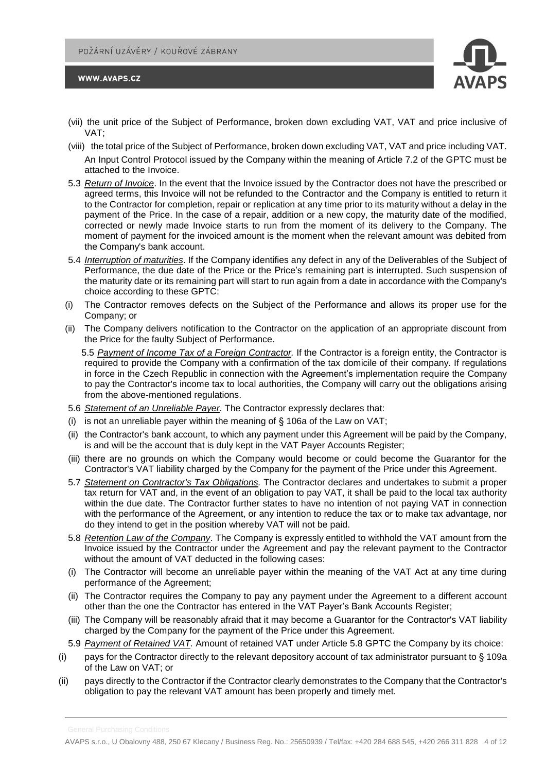(vii) the unit price of the Subject of Performance, broken down excluding VAT, VAT and price inclusive of VAT;

(viii) the total price of the Subject of Performance, broken down excluding VAT, VAT and price including VAT.

An Input Control Protocol issued by the Company within the meaning of Article 7.2 of the GPTC must be attached to the Invoice.

5.3 *Return of Invoice*. In the event that the Invoice issued by the Contractor does not have the prescribed or agreed terms, this Invoice will not be refunded to the Contractor and the Company is entitled to return it to the Contractor for completion, repair or replication at any time prior to its maturity without a delay in the payment of the Price. In the case of a repair, addition or a new copy, the maturity date of the modified, corrected or newly made Invoice starts to run from the moment of its delivery to the Company. The moment of payment for the invoiced amount is the moment when the relevant amount was debited from the Company's bank account.

5.4 *Interruption of maturities*. If the Company identifies any defect in any of the Deliverables of the Subject of Performance, the due date of the Price or the Price's remaining part is interrupted. Such suspension of the maturity date or its remaining part will start to run again from a date in accordance with the Company's choice according to these GPTC:

(i) The Contractor removes defects on the Subject of the Performance and allows its proper use for the Company; or

(ii) The Company delivers notification to the Contractor on the application of an appropriate discount from the Price for the faulty Subject of Performance.

5.5 *Payment of Income Tax of a Foreign Contractor.* If the Contractor is a foreign entity, the Contractor is required to provide the Company with a confirmation of the tax domicile of their company. If regulations in force in the Czech Republic in connection with the Agreement's implementation require the Company to pay the Contractor's income tax to local authorities, the Company will carry out the obligations arising from the above-mentioned regulations.

5.6 *Statement of an Unreliable Payer.* The Contractor expressly declares that:

(i) is not an unreliable payer within the meaning of § 106a of the Law on VAT;

(ii) the Contractor's bank account, to which any payment under this Agreement will be paid by the Company, is and will be the account that is duly kept in the VAT Payer Accounts Register;

(iii) there are no grounds on which the Company would become or could become the Guarantor for the Contractor's VAT liability charged by the Company for the payment of the Price under this Agreement.

5.7 *Statement on Contractor's Tax Obligations.* The Contractor declares and undertakes to submit a proper tax return for VAT and, in the event of an obligation to pay VAT, it shall be paid to the local tax authority within the due date. The Contractor further states to have no intention of not paying VAT in connection with the performance of the Agreement, or any intention to reduce the tax or to make tax advantage, nor do they intend to get in the position whereby VAT will not be paid.

5.8 *Retention Law of the Company*. The Company is expressly entitled to withhold the VAT amount from the Invoice issued by the Contractor under the Agreement and pay the relevant payment to the Contractor without the amount of VAT deducted in the following cases:

(i) The Contractor will become an unreliable payer within the meaning of the VAT Act at any time during performance of the Agreement;

(ii) The Contractor requires the Company to pay any payment under the Agreement to a different account other than the one the Contractor has entered in the VAT Payer's Bank Accounts Register;

(iii) The Company will be reasonably afraid that it may become a Guarantor for the Contractor's VAT liability charged by the Company for the payment of the Price under this Agreement.

5.9 *Payment of Retained VAT.* Amount of retained VAT under Article 5.8 GPTC the Company by its choice:

(i) pays for the Contractor directly to the relevant depository account of tax administrator pursuant to § 109a of the Law on VAT; or

(ii) pays directly to the Contractor if the Contractor clearly demonstrates to the Company that the Contractor's obligation to pay the relevant VAT amount has been properly and timely met.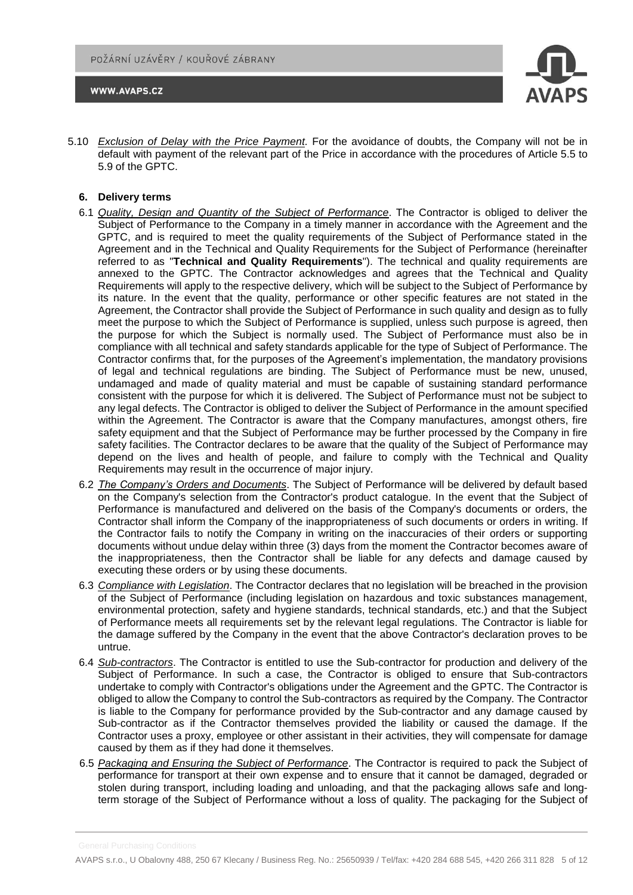5.10 *Exclusion of Delay with the Price Payment*. For the avoidance of doubts, the Company will not be in default with payment of the relevant part of the Price in accordance with the procedures of Article 5.5 to 5.9 of the GPTC.

## 6. Delivery terms

6.1 *Quality, Design and Quantity of the Subject of Performance*. The Contractor is obliged to deliver the Subject of Performance to the Company in a timely manner in accordance with the Agreement and the GPTC, and is required to meet the quality requirements of the Subject of Performance stated in the Agreement and in the Technical and Quality Requirements for the Subject of Performance (hereinafter referred to as "**Technical and Quality Requirements**"). The technical and quality requirements are annexed to the GPTC. The Contractor acknowledges and agrees that the Technical and Quality Requirements will apply to the respective delivery, which will be subject to the Subject of Performance by its nature. In the event that the quality, performance or other specific features are not stated in the Agreement, the Contractor shall provide the Subject of Performance in such quality and design as to fully meet the purpose to which the Subject of Performance is supplied, unless such purpose is agreed, then the purpose for which the Subject is normally used. The Subject of Performance must also be in compliance with all technical and safety standards applicable for the type of Subject of Performance. The Contractor confirms that, for the purposes of the Agreement's implementation, the mandatory provisions of legal and technical regulations are binding. The Subject of Performance must be new, unused, undamaged and made of quality material and must be capable of sustaining standard performance consistent with the purpose for which it is delivered. The Subject of Performance must not be subject to any legal defects. The Contractor is obliged to deliver the Subject of Performance in the amount specified within the Agreement. The Contractor is aware that the Company manufactures, amongst others, fire safety equipment and that the Subject of Performance may be further processed by the Company in fire safety facilities. The Contractor declares to be aware that the quality of the Subject of Performance may depend on the lives and health of people, and failure to comply with the Technical and Quality Requirements may result in the occurrence of major injury.

6.2 *The Company's Orders and Documents*. The Subject of Performance will be delivered by default based on the Company's selection from the Contractor's product catalogue. In the event that the Subject of Performance is manufactured and delivered on the basis of the Company's documents or orders, the Contractor shall inform the Company of the inappropriateness of such documents or orders in writing. If the Contractor fails to notify the Company in writing on the inaccuracies of their orders or supporting documents without undue delay within three (3) days from the moment the Contractor becomes aware of the inappropriateness, then the Contractor shall be liable for any defects and damage caused by executing these orders or by using these documents.

6.3 *Compliance with Legislation*. The Contractor declares that no legislation will be breached in the provision of the Subject of Performance (including legislation on hazardous and toxic substances management, environmental protection, safety and hygiene standards, technical standards, etc.) and that the Subject of Performance meets all requirements set by the relevant legal regulations. The Contractor is liable for the damage suffered by the Company in the event that the above Contractor's declaration proves to be untrue.

6.4 *Sub-contractors*. The Contractor is entitled to use the Sub-contractor for production and delivery of the Subject of Performance. In such a case, the Contractor is obliged to ensure that Sub-contractors undertake to comply with Contractor's obligations under the Agreement and the GPTC. The Contractor is obliged to allow the Company to control the Sub-contractors as required by the Company. The Contractor is liable to the Company for performance provided by the Sub-contractor and any damage caused by Sub-contractor as if the Contractor themselves provided the liability or caused the damage. If the Contractor uses a proxy, employee or other assistant in their activities, they will compensate for damage caused by them as if they had done it themselves.

6.5 *Packaging and Ensuring the Subject of Performance*. The Contractor is required to pack the Subject of performance for transport at their own expense and to ensure that it cannot be damaged, degraded or stolen during transport, including loading and unloading, and that the packaging allows safe and long-term storage of the Subject of Performance without a loss of quality. The packaging for the Subject of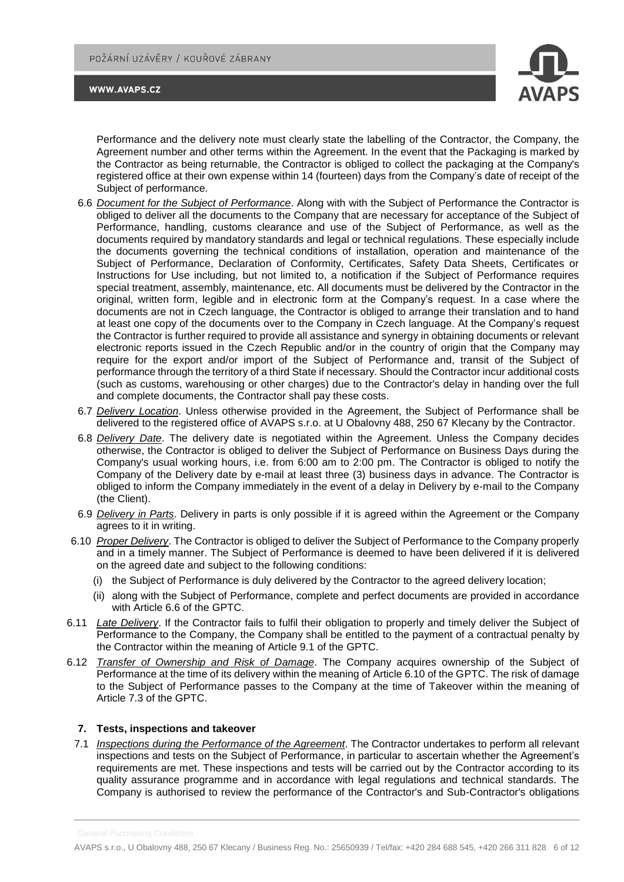Performance and the delivery note must clearly state the labelling of the Contractor, the Company, the Agreement number and other terms within the Agreement. In the event that the Packaging is marked by the Contractor as being returnable, the Contractor is obliged to collect the packaging at the Company's registered office at their own expense within 14 (fourteen) days from the Company's date of receipt of the Subject of performance.

6.6 *Document for the Subject of Performance*. Along with with the Subject of Performance the Contractor is obliged to deliver all the documents to the Company that are necessary for acceptance of the Subject of Performance, handling, customs clearance and use of the Subject of Performance, as well as the documents required by mandatory standards and legal or technical regulations. These especially include the documents governing the technical conditions of installation, operation and maintenance of the Subject of Performance, Declaration of Conformity, Certificates, Safety Data Sheets, Certificates or Instructions for Use including, but not limited to, a notification if the Subject of Performance requires special treatment, assembly, maintenance, etc. All documents must be delivered by the Contractor in the original, written form, legible and in electronic form at the Company's request. In a case where the documents are not in Czech language, the Contractor is obliged to arrange their translation and to hand at least one copy of the documents over to the Company in Czech language. At the Company's request the Contractor is further required to provide all assistance and synergy in obtaining documents or relevant electronic reports issued in the Czech Republic and/or in the country of origin that the Company may require for the export and/or import of the Subject of Performance and, transit of the Subject of performance through the territory of a third State if necessary. Should the Contractor incur additional costs (such as customs, warehousing or other charges) due to the Contractor's delay in handing over the full and complete documents, the Contractor shall pay these costs.

6.7 *Delivery Location*. Unless otherwise provided in the Agreement, the Subject of Performance shall be delivered to the registered office of AVAPS s.r.o. at U Obalovny 488, 250 67 Klecany by the Contractor.

6.8 *Delivery Date*. The delivery date is negotiated within the Agreement. Unless the Company decides otherwise, the Contractor is obliged to deliver the Subject of Performance on Business Days during the Company's usual working hours, i.e. from 6:00 am to 2:00 pm. The Contractor is obliged to notify the Company of the Delivery date by e-mail at least three (3) business days in advance. The Contractor is obliged to inform the Company immediately in the event of a delay in Delivery by e-mail to the Company (the Client).

6.9 *Delivery in Parts*. Delivery in parts is only possible if it is agreed within the Agreement or the Company agrees to it in writing.

6.10 *Proper Delivery*. The Contractor is obliged to deliver the Subject of Performance to the Company properly and in a timely manner. The Subject of Performance is deemed to have been delivered if it is delivered on the agreed date and subject to the following conditions:

(i) the Subject of Performance is duly delivered by the Contractor to the agreed delivery location;

(ii) along with the Subject of Performance, complete and perfect documents are provided in accordance with Article 6.6 of the GPTC.

6.11 *Late Delivery*. If the Contractor fails to fulfil their obligation to properly and timely deliver the Subject of Performance to the Company, the Company shall be entitled to the payment of a contractual penalty by the Contractor within the meaning of Article 9.1 of the GPTC.

6.12 *Transfer of Ownership and Risk of Damage*. The Company acquires ownership of the Subject of Performance at the time of its delivery within the meaning of Article 6.10 of the GPTC. The risk of damage to the Subject of Performance passes to the Company at the time of Takeover within the meaning of Article 7.3 of the GPTC.

## 7. Tests, inspections and takeover

7.1 *Inspections during the Performance of the Agreement*. The Contractor undertakes to perform all relevant inspections and tests on the Subject of Performance, in particular to ascertain whether the Agreement's requirements are met. These inspections and tests will be carried out by the Contractor according to its quality assurance programme and in accordance with legal regulations and technical standards. The Company is authorised to review the performance of the Contractor's and Sub-Contractor's obligations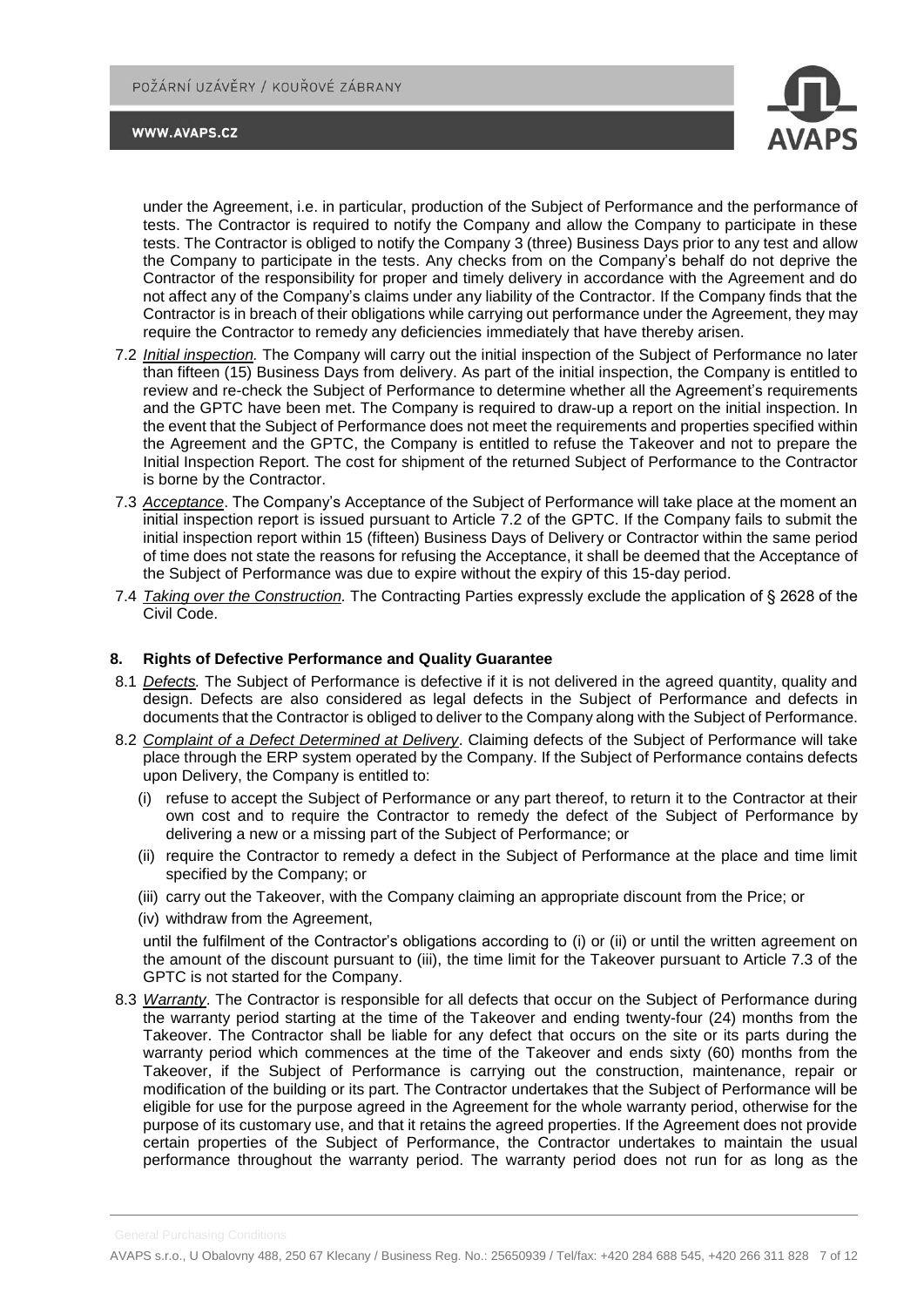under the Agreement, i.e. in particular, production of the Subject of Performance and the performance of tests. The Contractor is required to notify the Company and allow the Company to participate in these tests. The Contractor is obliged to notify the Company 3 (three) Business Days prior to any test and allow the Company to participate in the tests. Any checks from on the Company's behalf do not deprive the Contractor of the responsibility for proper and timely delivery in accordance with the Agreement and do not affect any of the Company's claims under any liability of the Contractor. If the Company finds that the Contractor is in breach of their obligations while carrying out performance under the Agreement, they may require the Contractor to remedy any deficiencies immediately that have thereby arisen.

7.2 *Initial inspection.* The Company will carry out the initial inspection of the Subject of Performance no later than fifteen (15) Business Days from delivery. As part of the initial inspection, the Company is entitled to review and re-check the Subject of Performance to determine whether all the Agreement's requirements and the GPTC have been met. The Company is required to draw-up a report on the initial inspection. In the event that the Subject of Performance does not meet the requirements and properties specified within the Agreement and the GPTC, the Company is entitled to refuse the Takeover and not to prepare the Initial Inspection Report. The cost for shipment of the returned Subject of Performance to the Contractor is borne by the Contractor.

7.3 *Acceptance*. The Company's Acceptance of the Subject of Performance will take place at the moment an initial inspection report is issued pursuant to Article 7.2 of the GPTC. If the Company fails to submit the initial inspection report within 15 (fifteen) Business Days of Delivery or Contractor within the same period of time does not state the reasons for refusing the Acceptance, it shall be deemed that the Acceptance of the Subject of Performance was due to expire without the expiry of this 15-day period.

7.4 *Taking over the Construction.* The Contracting Parties expressly exclude the application of § 2628 of the Civil Code.

## 8. Rights of Defective Performance and Quality Guarantee

8.1 *Defects.* The Subject of Performance is defective if it is not delivered in the agreed quantity, quality and design. Defects are also considered as legal defects in the Subject of Performance and defects in documents that the Contractor is obliged to deliver to the Company along with the Subject of Performance.

8.2 *Complaint of a Defect Determined at Delivery*. Claiming defects of the Subject of Performance will take place through the ERP system operated by the Company. If the Subject of Performance contains defects upon Delivery, the Company is entitled to:

(i) refuse to accept the Subject of Performance or any part thereof, to return it to the Contractor at their own cost and to require the Contractor to remedy the defect of the Subject of Performance by delivering a new or a missing part of the Subject of Performance; or

(ii) require the Contractor to remedy a defect in the Subject of Performance at the place and time limit specified by the Company; or

(iii) carry out the Takeover, with the Company claiming an appropriate discount from the Price; or

(iv) withdraw from the Agreement,

until the fulfilment of the Contractor's obligations according to (i) or (ii) or until the written agreement on the amount of the discount pursuant to (iii), the time limit for the Takeover pursuant to Article 7.3 of the GPTC is not started for the Company.

8.3 *Warranty*. The Contractor is responsible for all defects that occur on the Subject of Performance during the warranty period starting at the time of the Takeover and ending twenty-four (24) months from the Takeover. The Contractor shall be liable for any defect that occurs on the site or its parts during the warranty period which commences at the time of the Takeover and ends sixty (60) months from the Takeover, if the Subject of Performance is carrying out the construction, maintenance, repair or modification of the building or its part. The Contractor undertakes that the Subject of Performance will be eligible for use for the purpose agreed in the Agreement for the whole warranty period, otherwise for the purpose of its customary use, and that it retains the agreed properties. If the Agreement does not provide certain properties of the Subject of Performance, the Contractor undertakes to maintain the usual performance throughout the warranty period. The warranty period does not run for as long as the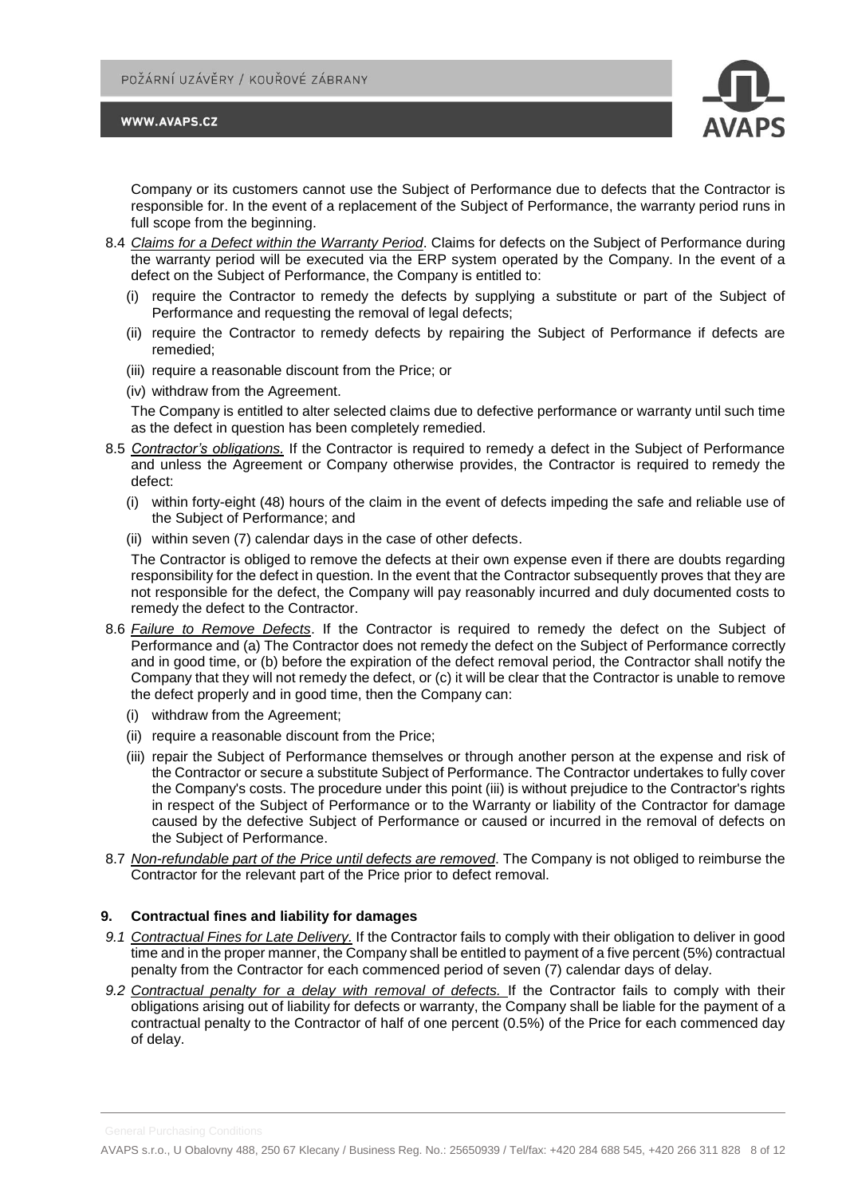Company or its customers cannot use the Subject of Performance due to defects that the Contractor is responsible for. In the event of a replacement of the Subject of Performance, the warranty period runs in full scope from the beginning.

8.4 *Claims for a Defect within the Warranty Period*. Claims for defects on the Subject of Performance during the warranty period will be executed via the ERP system operated by the Company. In the event of a defect on the Subject of Performance, the Company is entitled to:

(i) require the Contractor to remedy the defects by supplying a substitute or part of the Subject of Performance and requesting the removal of legal defects;

(ii) require the Contractor to remedy defects by repairing the Subject of Performance if defects are remedied;

(iii) require a reasonable discount from the Price; or

(iv) withdraw from the Agreement.

The Company is entitled to alter selected claims due to defective performance or warranty until such time as the defect in question has been completely remedied.

8.5 *Contractor's obligations.* If the Contractor is required to remedy a defect in the Subject of Performance and unless the Agreement or Company otherwise provides, the Contractor is required to remedy the defect:

(i) within forty-eight (48) hours of the claim in the event of defects impeding the safe and reliable use of the Subject of Performance; and

(ii) within seven (7) calendar days in the case of other defects.

The Contractor is obliged to remove the defects at their own expense even if there are doubts regarding responsibility for the defect in question. In the event that the Contractor subsequently proves that they are not responsible for the defect, the Company will pay reasonably incurred and duly documented costs to remedy the defect to the Contractor.

8.6 *Failure to Remove Defects*. If the Contractor is required to remedy the defect on the Subject of Performance and (a) The Contractor does not remedy the defect on the Subject of Performance correctly and in good time, or (b) before the expiration of the defect removal period, the Contractor shall notify the Company that they will not remedy the defect, or (c) it will be clear that the Contractor is unable to remove the defect properly and in good time, then the Company can:

(i) withdraw from the Agreement;

(ii) require a reasonable discount from the Price;

(iii) repair the Subject of Performance themselves or through another person at the expense and risk of the Contractor or secure a substitute Subject of Performance. The Contractor undertakes to fully cover the Company's costs. The procedure under this point (iii) is without prejudice to the Contractor's rights in respect of the Subject of Performance or to the Warranty or liability of the Contractor for damage caused by the defective Subject of Performance or caused or incurred in the removal of defects on the Subject of Performance.

8.7 *Non-refundable part of the Price until defects are removed*. The Company is not obliged to reimburse the Contractor for the relevant part of the Price prior to defect removal.

## 9. Contractual fines and liability for damages

9.1 *Contractual Fines for Late Delivery.* If the Contractor fails to comply with their obligation to deliver in good time and in the proper manner, the Company shall be entitled to payment of a five percent (5%) contractual penalty from the Contractor for each commenced period of seven (7) calendar days of delay.

9.2 *Contractual penalty for a delay with removal of defects.* If the Contractor fails to comply with their obligations arising out of liability for defects or warranty, the Company shall be liable for the payment of a contractual penalty to the Contractor of half of one percent (0.5%) of the Price for each commenced day of delay.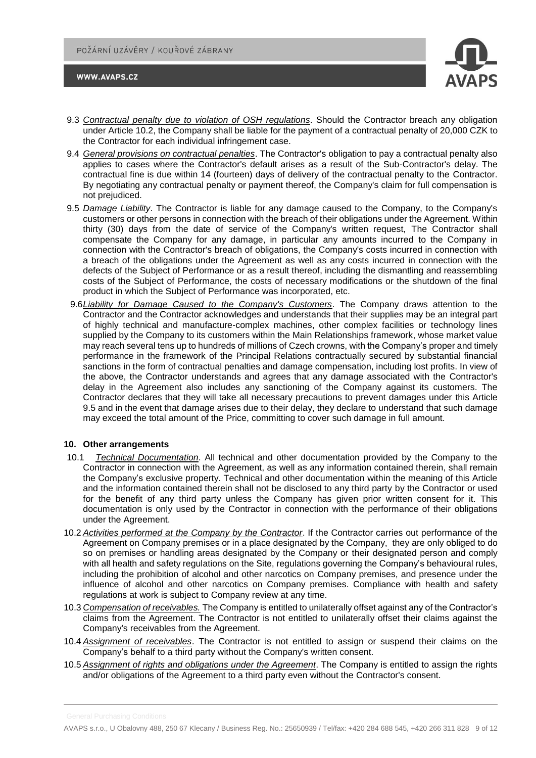9.3 *Contractual penalty due to violation of OSH regulations*. Should the Contractor breach any obligation under Article 10.2, the Company shall be liable for the payment of a contractual penalty of 20,000 CZK to the Contractor for each individual infringement case.

9.4 *General provisions on contractual penalties*. The Contractor's obligation to pay a contractual penalty also applies to cases where the Contractor's default arises as a result of the Sub-Contractor's delay. The contractual fine is due within 14 (fourteen) days of delivery of the contractual penalty to the Contractor. By negotiating any contractual penalty or payment thereof, the Company's claim for full compensation is not prejudiced.

9.5 *Damage Liability*. The Contractor is liable for any damage caused to the Company, to the Company's customers or other persons in connection with the breach of their obligations under the Agreement. Within thirty (30) days from the date of service of the Company's written request, The Contractor shall compensate the Company for any damage, in particular any amounts incurred to the Company in connection with the Contractor's breach of obligations, the Company's costs incurred in connection with a breach of the obligations under the Agreement as well as any costs incurred in connection with the defects of the Subject of Performance or as a result thereof, including the dismantling and reassembling costs of the Subject of Performance, the costs of necessary modifications or the shutdown of the final product in which the Subject of Performance was incorporated, etc.

9.6 *Liability for Damage Caused to the Company's Customers*. The Company draws attention to the Contractor and the Contractor acknowledges and understands that their supplies may be an integral part of highly technical and manufacture-complex machines, other complex facilities or technology lines supplied by the Company to its customers within the Main Relationships framework, whose market value may reach several tens up to hundreds of millions of Czech crowns, with the Company's proper and timely performance in the framework of the Principal Relations contractually secured by substantial financial sanctions in the form of contractual penalties and damage compensation, including lost profits. In view of the above, the Contractor understands and agrees that any damage associated with the Contractor's delay in the Agreement also includes any sanctioning of the Company against its customers. The Contractor declares that they will take all necessary precautions to prevent damages under this Article 9.5 and in the event that damage arises due to their delay, they declare to understand that such damage may exceed the total amount of the Price, committing to cover such damage in full amount.

## 10. Other arrangements

10.1 *Technical Documentation*. All technical and other documentation provided by the Company to the Contractor in connection with the Agreement, as well as any information contained therein, shall remain the Company's exclusive property. Technical and other documentation within the meaning of this Article and the information contained therein shall not be disclosed to any third party by the Contractor or used for the benefit of any third party unless the Company has given prior written consent for it. This documentation is only used by the Contractor in connection with the performance of their obligations under the Agreement.

10.2 *Activities performed at the Company by the Contractor*. If the Contractor carries out performance of the Agreement on Company premises or in a place designated by the Company, they are only obliged to do so on premises or handling areas designated by the Company or their designated person and comply with all health and safety regulations on the Site, regulations governing the Company's behavioural rules, including the prohibition of alcohol and other narcotics on Company premises, and presence under the influence of alcohol and other narcotics on Company premises. Compliance with health and safety regulations at work is subject to Company review at any time.

10.3 *Compensation of receivables.* The Company is entitled to unilaterally offset against any of the Contractor's claims from the Agreement. The Contractor is not entitled to unilaterally offset their claims against the Company's receivables from the Agreement.

10.4 *Assignment of receivables*. The Contractor is not entitled to assign or suspend their claims on the Company's behalf to a third party without the Company's written consent.

10.5 *Assignment of rights and obligations under the Agreement*. The Company is entitled to assign the rights and/or obligations of the Agreement to a third party even without the Contractor's consent.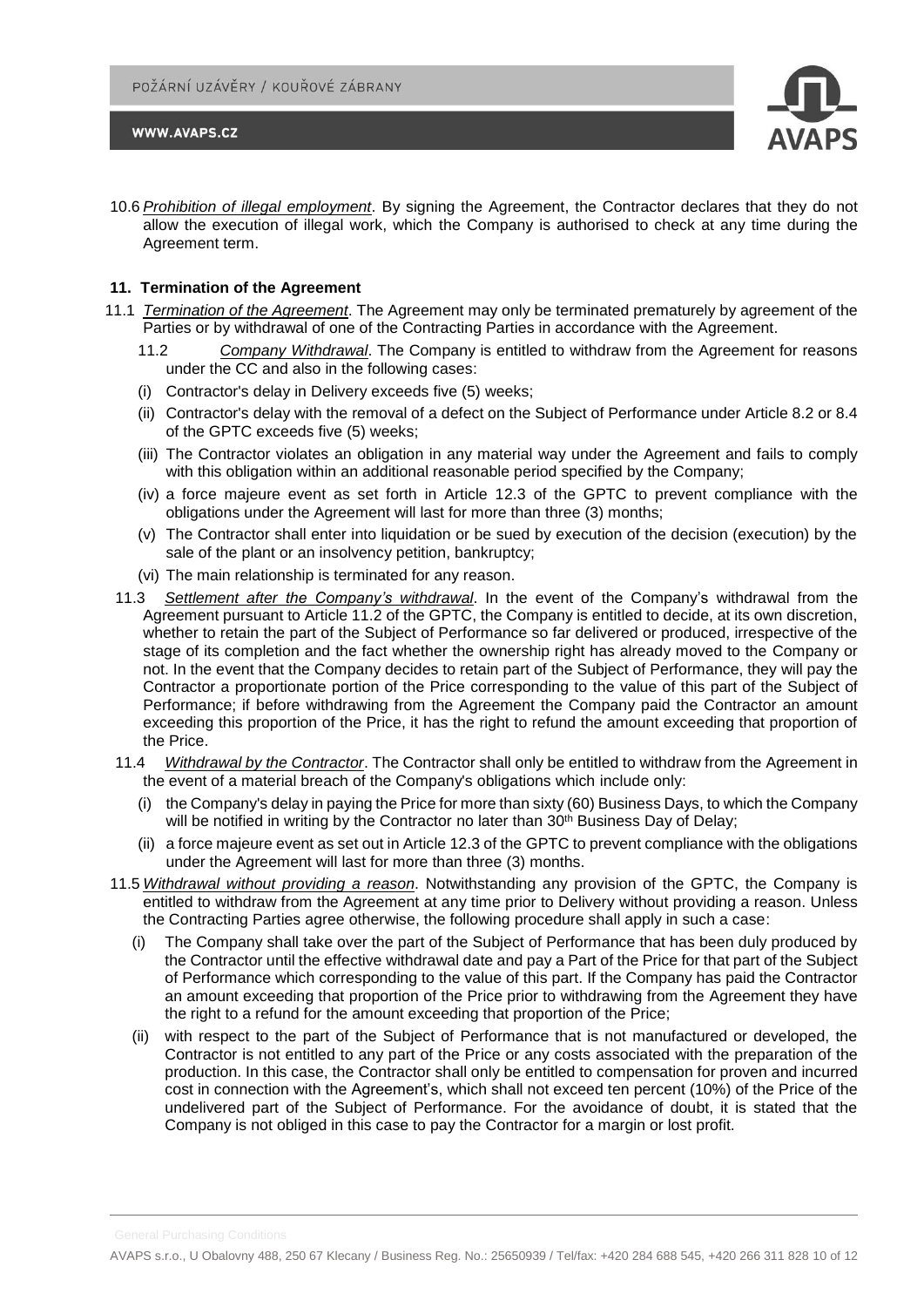10.6 *Prohibition of illegal employment*. By signing the Agreement, the Contractor declares that they do not allow the execution of illegal work, which the Company is authorised to check at any time during the Agreement term.

## 11. Termination of the Agreement

11.1 *Termination of the Agreement*. The Agreement may only be terminated prematurely by agreement of the Parties or by withdrawal of one of the Contracting Parties in accordance with the Agreement.

11.2 *Company Withdrawal*. The Company is entitled to withdraw from the Agreement for reasons under the CC and also in the following cases:

- (i) Contractor's delay in Delivery exceeds five (5) weeks;
- (ii) Contractor's delay with the removal of a defect on the Subject of Performance under Article 8.2 or 8.4 of the GPTC exceeds five (5) weeks;
- (iii) The Contractor violates an obligation in any material way under the Agreement and fails to comply with this obligation within an additional reasonable period specified by the Company;
- (iv) a force majeure event as set forth in Article 12.3 of the GPTC to prevent compliance with the obligations under the Agreement will last for more than three (3) months;
- (v) The Contractor shall enter into liquidation or be sued by execution of the decision (execution) by the sale of the plant or an insolvency petition, bankruptcy;
- (vi) The main relationship is terminated for any reason.

11.3 *Settlement after the Company's withdrawal*. In the event of the Company's withdrawal from the Agreement pursuant to Article 11.2 of the GPTC, the Company is entitled to decide, at its own discretion, whether to retain the part of the Subject of Performance so far delivered or produced, irrespective of the stage of its completion and the fact whether the ownership right has already moved to the Company or not. In the event that the Company decides to retain part of the Subject of Performance, they will pay the Contractor a proportionate portion of the Price corresponding to the value of this part of the Subject of Performance; if before withdrawing from the Agreement the Company paid the Contractor an amount exceeding this proportion of the Price, it has the right to refund the amount exceeding that proportion of the Price.

11.4 *Withdrawal by the Contractor*. The Contractor shall only be entitled to withdraw from the Agreement in the event of a material breach of the Company's obligations which include only:

- (i) the Company's delay in paying the Price for more than sixty (60) Business Days, to which the Company will be notified in writing by the Contractor no later than 30th Business Day of Delay;
- (ii) a force majeure event as set out in Article 12.3 of the GPTC to prevent compliance with the obligations under the Agreement will last for more than three (3) months.

11.5 *Withdrawal without providing a reason*. Notwithstanding any provision of the GPTC, the Company is entitled to withdraw from the Agreement at any time prior to Delivery without providing a reason. Unless the Contracting Parties agree otherwise, the following procedure shall apply in such a case:

- (i) The Company shall take over the part of the Subject of Performance that has been duly produced by the Contractor until the effective withdrawal date and pay a Part of the Price for that part of the Subject of Performance which corresponding to the value of this part. If the Company has paid the Contractor an amount exceeding that proportion of the Price prior to withdrawing from the Agreement they have the right to a refund for the amount exceeding that proportion of the Price;
- (ii) with respect to the part of the Subject of Performance that is not manufactured or developed, the Contractor is not entitled to any part of the Price or any costs associated with the preparation of the production. In this case, the Contractor shall only be entitled to compensation for proven and incurred cost in connection with the Agreement's, which shall not exceed ten percent (10%) of the Price of the undelivered part of the Subject of Performance. For the avoidance of doubt, it is stated that the Company is not obliged in this case to pay the Contractor for a margin or lost profit.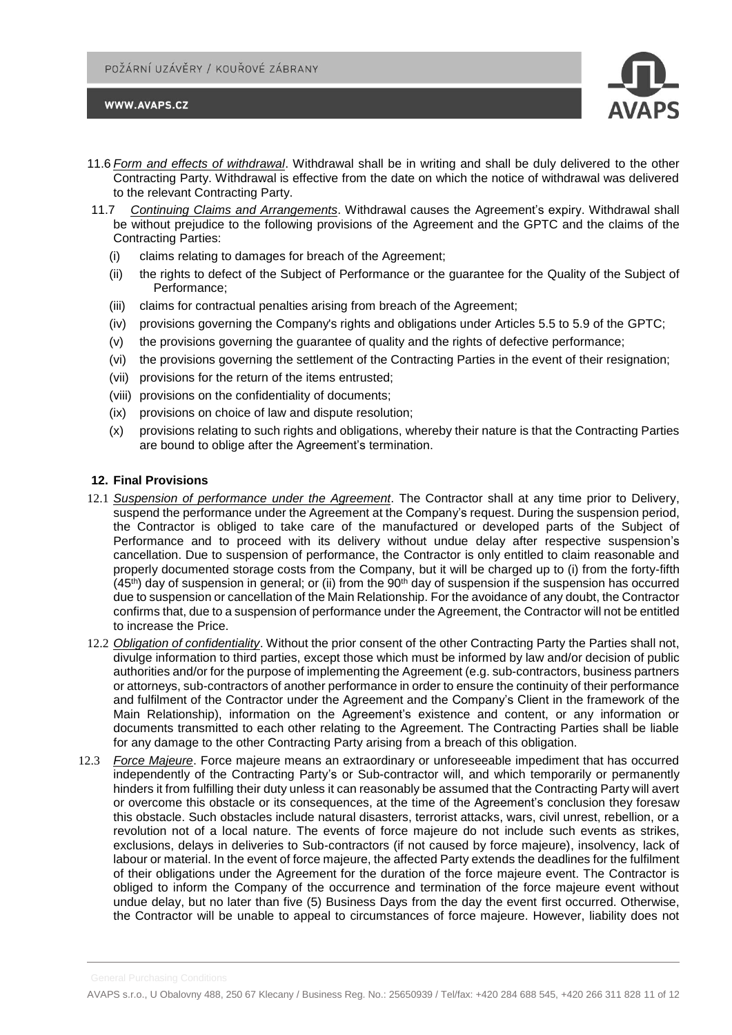11.6 *Form and effects of withdrawal*. Withdrawal shall be in writing and shall be duly delivered to the other Contracting Party. Withdrawal is effective from the date on which the notice of withdrawal was delivered to the relevant Contracting Party.

11.7 *Continuing Claims and Arrangements*. Withdrawal causes the Agreement's expiry. Withdrawal shall be without prejudice to the following provisions of the Agreement and the GPTC and the claims of the Contracting Parties:

(i) claims relating to damages for breach of the Agreement;

(ii) the rights to defect of the Subject of Performance or the guarantee for the Quality of the Subject of Performance;

(iii) claims for contractual penalties arising from breach of the Agreement;

(iv) provisions governing the Company's rights and obligations under Articles 5.5 to 5.9 of the GPTC;

(v) the provisions governing the guarantee of quality and the rights of defective performance;

(vi) the provisions governing the settlement of the Contracting Parties in the event of their resignation;

(vii) provisions for the return of the items entrusted;

(viii) provisions on the confidentiality of documents;

(ix) provisions on choice of law and dispute resolution;

(x) provisions relating to such rights and obligations, whereby their nature is that the Contracting Parties are bound to oblige after the Agreement's termination.

## 12. Final Provisions

12.1 *Suspension of performance under the Agreement*. The Contractor shall at any time prior to Delivery, suspend the performance under the Agreement at the Company's request. During the suspension period, the Contractor is obliged to take care of the manufactured or developed parts of the Subject of Performance and to proceed with its delivery without undue delay after respective suspension's cancellation. Due to suspension of performance, the Contractor is only entitled to claim reasonable and properly documented storage costs from the Company, but it will be charged up to (i) from the forty-fifth (45th) day of suspension in general; or (ii) from the 90th day of suspension if the suspension has occurred due to suspension or cancellation of the Main Relationship. For the avoidance of any doubt, the Contractor confirms that, due to a suspension of performance under the Agreement, the Contractor will not be entitled to increase the Price.

12.2 *Obligation of confidentiality*. Without the prior consent of the other Contracting Party the Parties shall not, divulge information to third parties, except those which must be informed by law and/or decision of public authorities and/or for the purpose of implementing the Agreement (e.g. sub-contractors, business partners or attorneys, sub-contractors of another performance in order to ensure the continuity of their performance and fulfilment of the Contractor under the Agreement and the Company's Client in the framework of the Main Relationship), information on the Agreement's existence and content, or any information or documents transmitted to each other relating to the Agreement. The Contracting Parties shall be liable for any damage to the other Contracting Party arising from a breach of this obligation.

12.3 *Force Majeure*. Force majeure means an extraordinary or unforeseeable impediment that has occurred independently of the Contracting Party's or Sub-contractor will, and which temporarily or permanently hinders it from fulfilling their duty unless it can reasonably be assumed that the Contracting Party will avert or overcome this obstacle or its consequences, at the time of the Agreement's conclusion they foresaw this obstacle. Such obstacles include natural disasters, terrorist attacks, wars, civil unrest, rebellion, or a revolution not of a local nature. The events of force majeure do not include such events as strikes, exclusions, delays in deliveries to Sub-contractors (if not caused by force majeure), insolvency, lack of labour or material. In the event of force majeure, the affected Party extends the deadlines for the fulfilment of their obligations under the Agreement for the duration of the force majeure event. The Contractor is obliged to inform the Company of the occurrence and termination of the force majeure event without undue delay, but no later than five (5) Business Days from the day the event first occurred. Otherwise, the Contractor will be unable to appeal to circumstances of force majeure. However, liability does not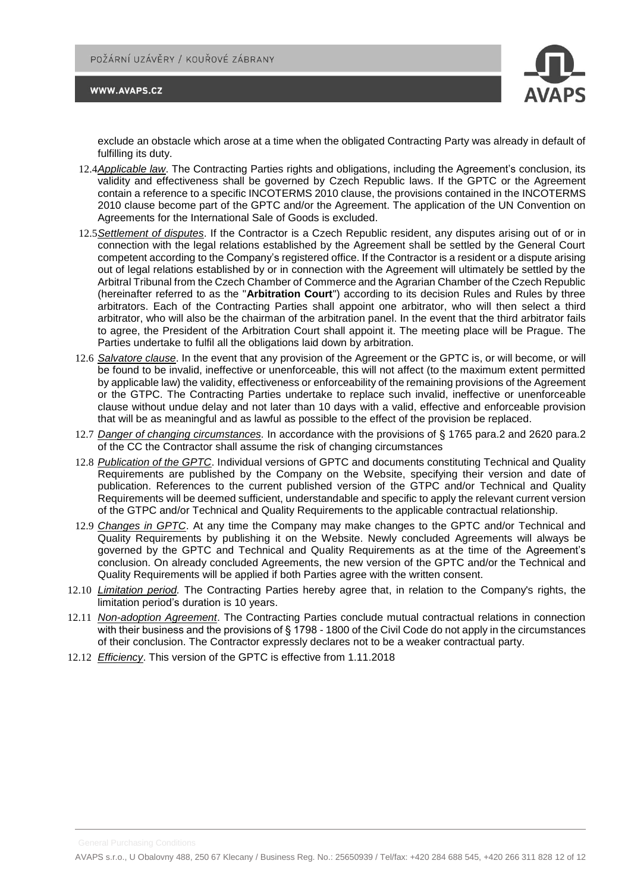exclude an obstacle which arose at a time when the obligated Contracting Party was already in default of fulfilling its duty.

12.4 *Applicable law*. The Contracting Parties rights and obligations, including the Agreement's conclusion, its validity and effectiveness shall be governed by Czech Republic laws. If the GPTC or the Agreement contain a reference to a specific INCOTERMS 2010 clause, the provisions contained in the INCOTERMS 2010 clause become part of the GPTC and/or the Agreement. The application of the UN Convention on Agreements for the International Sale of Goods is excluded.

12.5 *Settlement of disputes*. If the Contractor is a Czech Republic resident, any disputes arising out of or in connection with the legal relations established by the Agreement shall be settled by the General Court competent according to the Company's registered office. If the Contractor is a resident or a dispute arising out of legal relations established by or in connection with the Agreement will ultimately be settled by the Arbitral Tribunal from the Czech Chamber of Commerce and the Agrarian Chamber of the Czech Republic (hereinafter referred to as the "**Arbitration Court**") according to its decision Rules and Rules by three arbitrators. Each of the Contracting Parties shall appoint one arbitrator, who will then select a third arbitrator, who will also be the chairman of the arbitration panel. In the event that the third arbitrator fails to agree, the President of the Arbitration Court shall appoint it. The meeting place will be Prague. The Parties undertake to fulfil all the obligations laid down by arbitration.

12.6 *Salvatore clause*. In the event that any provision of the Agreement or the GPTC is, or will become, or will be found to be invalid, ineffective or unenforceable, this will not affect (to the maximum extent permitted by applicable law) the validity, effectiveness or enforceability of the remaining provisions of the Agreement or the GTPC. The Contracting Parties undertake to replace such invalid, ineffective or unenforceable clause without undue delay and not later than 10 days with a valid, effective and enforceable provision that will be as meaningful and as lawful as possible to the effect of the provision be replaced.

12.7 *Danger of changing circumstances.* In accordance with the provisions of § 1765 para.2 and 2620 para.2 of the CC the Contractor shall assume the risk of changing circumstances

12.8 *Publication of the GPTC*. Individual versions of GPTC and documents constituting Technical and Quality Requirements are published by the Company on the Website, specifying their version and date of publication. References to the current published version of the GTPC and/or Technical and Quality Requirements will be deemed sufficient, understandable and specific to apply the relevant current version of the GTPC and/or Technical and Quality Requirements to the applicable contractual relationship.

12.9 *Changes in GPTC*. At any time the Company may make changes to the GPTC and/or Technical and Quality Requirements by publishing it on the Website. Newly concluded Agreements will always be governed by the GPTC and Technical and Quality Requirements as at the time of the Agreement's conclusion. On already concluded Agreements, the new version of the GPTC and/or the Technical and Quality Requirements will be applied if both Parties agree with the written consent.

12.10 *Limitation period.* The Contracting Parties hereby agree that, in relation to the Company's rights, the limitation period's duration is 10 years.

12.11 *Non-adoption Agreement*. The Contracting Parties conclude mutual contractual relations in connection with their business and the provisions of § 1798 - 1800 of the Civil Code do not apply in the circumstances of their conclusion. The Contractor expressly declares not to be a weaker contractual party.

12.12 *Efficiency*. This version of the GPTC is effective from 1.11.2018